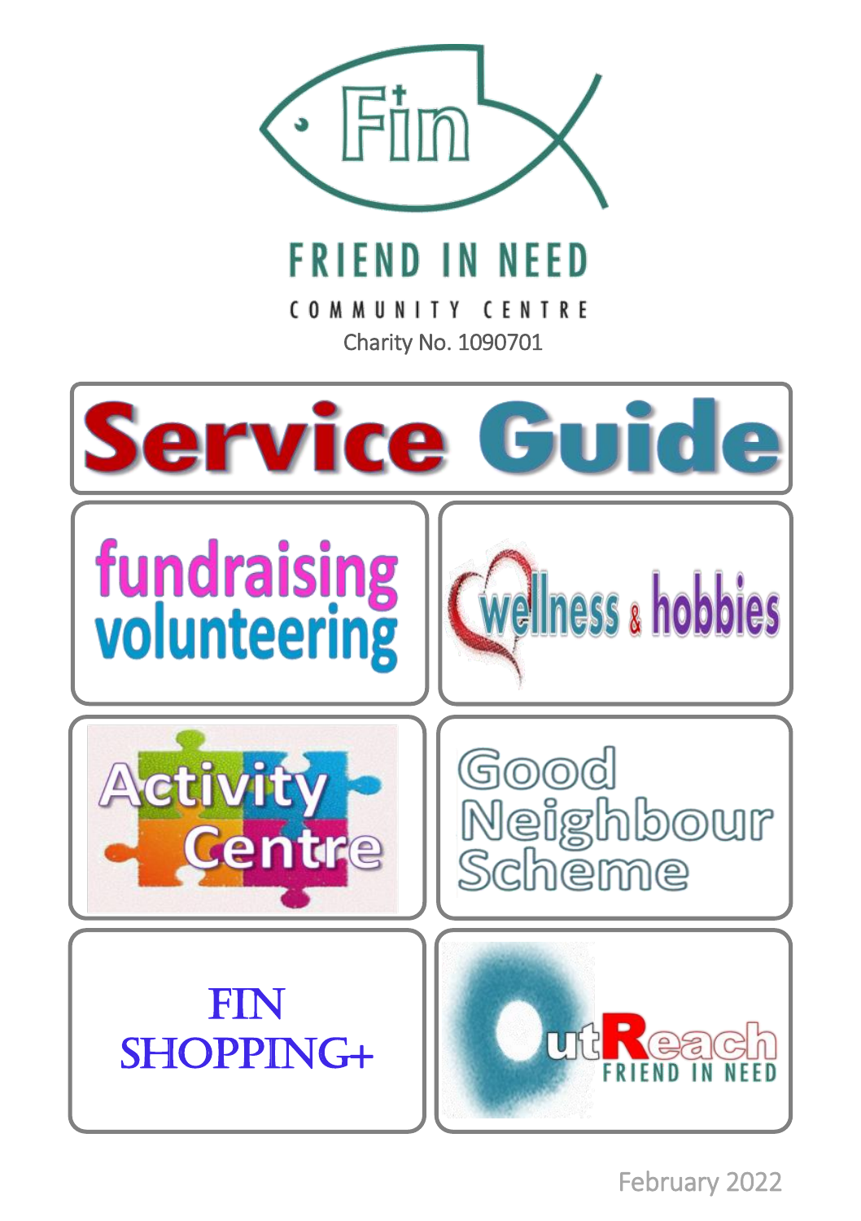# Fin

## FRIEND IN NEED

COMMUNITY CENTRE

Charity No. 1090701

# Service Guide

fundraising volunteering

wellness & hobbies

Activity Centre

Good Neighbour Scheme

FIN SHOPPING+

OutReach FRIEND IN NEED

February 2022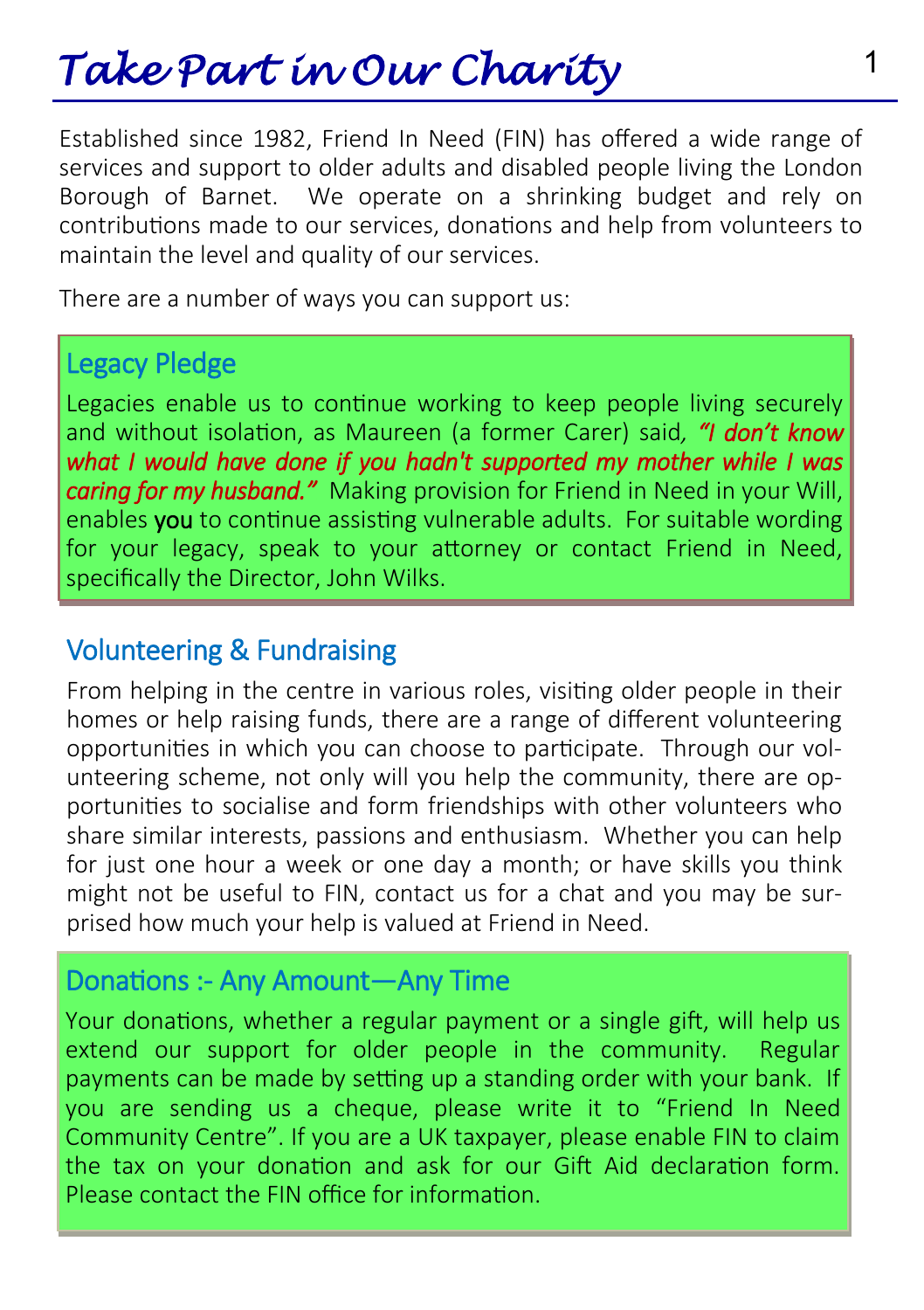# *Take Part in Our Charity*

Established since 1982, Friend In Need (FIN) has offered a wide range of services and support to older adults and disabled people living the London Borough of Barnet. We operate on a shrinking budget and rely on contributions made to our services, donations and help from volunteers to maintain the level and quality of our services.

There are a number of ways you can support us:

## Legacy Pledge

Legacies enable us to continue working to keep people living securely and without isolation, as Maureen (a former Carer) said, ***"I don't know what I would have done if you hadn't supported my mother while I was caring for my husband."*** Making provision for Friend in Need in your Will, enables **you** to continue assisting vulnerable adults. For suitable wording for your legacy, speak to your attorney or contact Friend in Need, specifically the Director, John Wilks.

## Volunteering & Fundraising

From helping in the centre in various roles, visiting older people in their homes or help raising funds, there are a range of different volunteering opportunities in which you can choose to participate. Through our volunteering scheme, not only will you help the community, there are opportunities to socialise and form friendships with other volunteers who share similar interests, passions and enthusiasm. Whether you can help for just one hour a week or one day a month; or have skills you think might not be useful to FIN, contact us for a chat and you may be surprised how much your help is valued at Friend in Need.

## Donations :- Any Amount—Any Time

Your donations, whether a regular payment or a single gift, will help us extend our support for older people in the community. Regular payments can be made by setting up a standing order with your bank. If you are sending us a cheque, please write it to "Friend In Need Community Centre". If you are a UK taxpayer, please enable FIN to claim the tax on your donation and ask for our Gift Aid declaration form. Please contact the FIN office for information.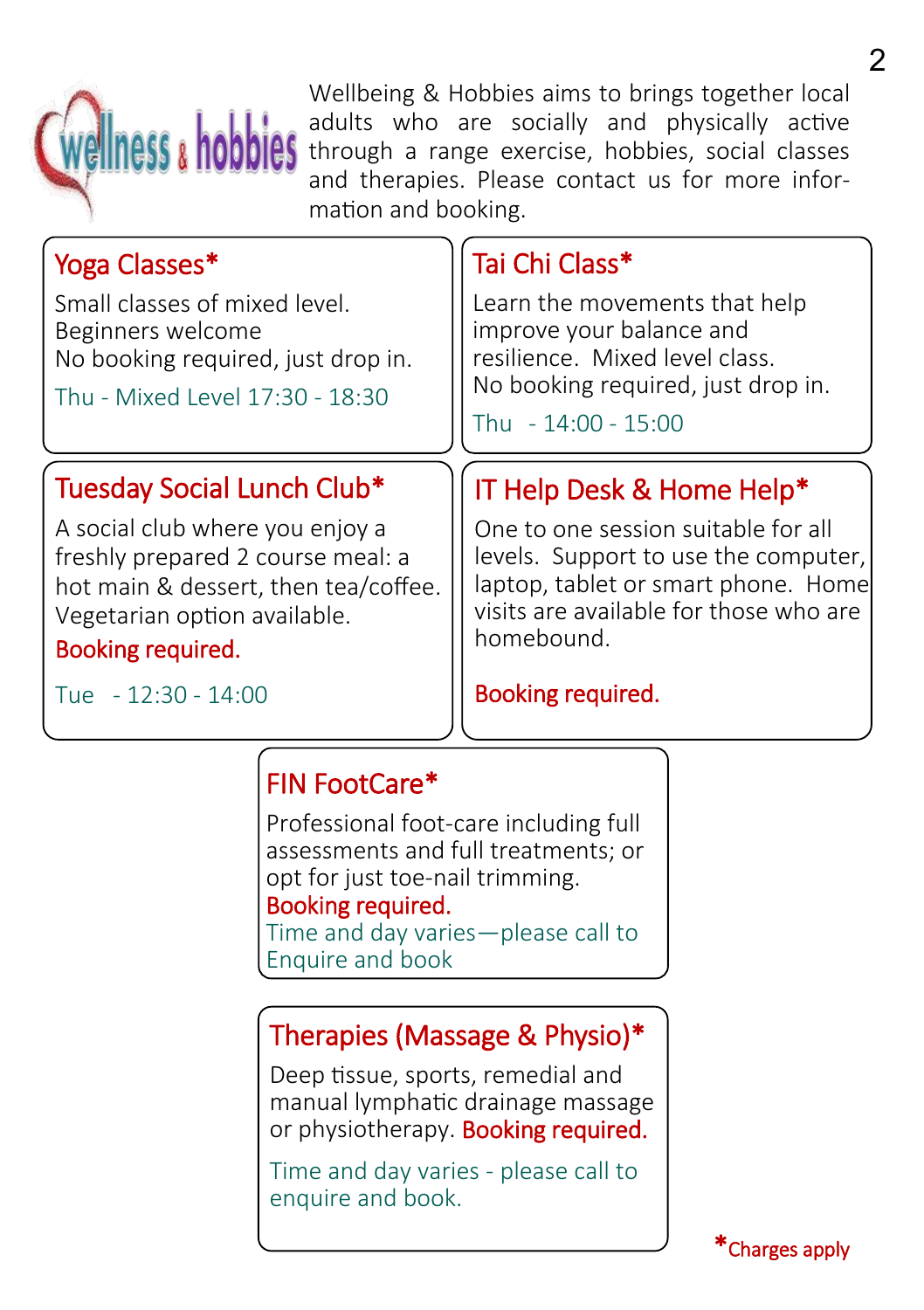wellness & hobbies

Wellbeing & Hobbies aims to brings together local adults who are socially and physically active through a range exercise, hobbies, social classes and therapies. Please contact us for more information and booking.

## Yoga Classes*

Small classes of mixed level.
Beginners welcome
No booking required, just drop in.

Thu - Mixed Level 17:30 - 18:30

## Tai Chi Class*

Learn the movements that help improve your balance and resilience. Mixed level class.
No booking required, just drop in.

Thu - 14:00 - 15:00

## Tuesday Social Lunch Club*

A social club where you enjoy a freshly prepared 2 course meal: a hot main & dessert, then tea/coffee. Vegetarian option available.

**Booking required.**

Tue - 12:30 - 14:00

## IT Help Desk & Home Help*

One to one session suitable for all levels. Support to use the computer, laptop, tablet or smart phone. Home visits are available for those who are homebound.

**Booking required.**

## FIN FootCare*

Professional foot-care including full assessments and full treatments; or opt for just toe-nail trimming.
**Booking required.**
Time and day varies—please call to Enquire and book

## Therapies (Massage & Physio)*

Deep tissue, sports, remedial and manual lymphatic drainage massage or physiotherapy. **Booking required.**

Time and day varies - please call to enquire and book.

*Charges apply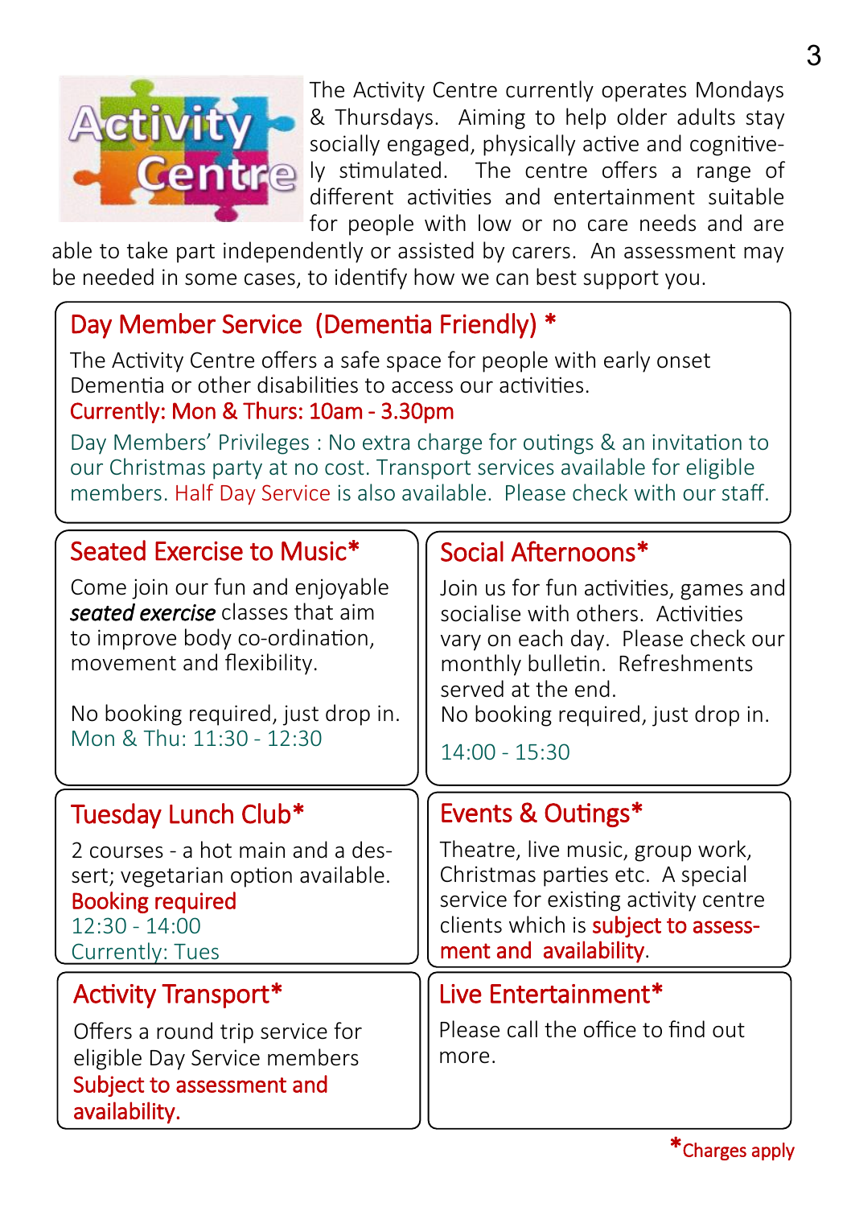The Activity Centre currently operates Mondays & Thursdays. Aiming to help older adults stay socially engaged, physically active and cognitively stimulated. The centre offers a range of different activities and entertainment suitable for people with low or no care needs and are able to take part independently or assisted by carers. An assessment may be needed in some cases, to identify how we can best support you.

## Day Member Service (Dementia Friendly) *

The Activity Centre offers a safe space for people with early onset Dementia or other disabilities to access our activities.

Currently: Mon & Thurs: 10am - 3.30pm

Day Members' Privileges : No extra charge for outings & an invitation to our Christmas party at no cost. Transport services available for eligible members. Half Day Service is also available. Please check with our staff.

## Seated Exercise to Music*

Come join our fun and enjoyable ***seated exercise*** classes that aim to improve body co-ordination, movement and flexibility.

No booking required, just drop in.

Mon & Thu: 11:30 - 12:30

## Social Afternoons*

Join us for fun activities, games and socialise with others. Activities vary on each day. Please check our monthly bulletin. Refreshments served at the end.

No booking required, just drop in.

14:00 - 15:30

## Tuesday Lunch Club*

2 courses - a hot main and a dessert; vegetarian option available.

Booking required

12:30 - 14:00

Currently: Tues

## Events & Outings*

Theatre, live music, group work, Christmas parties etc. A special service for existing activity centre clients which is subject to assessment and availability.

## Activity Transport*

Offers a round trip service for eligible Day Service members

Subject to assessment and availability.

## Live Entertainment*

Please call the office to find out more.

*Charges apply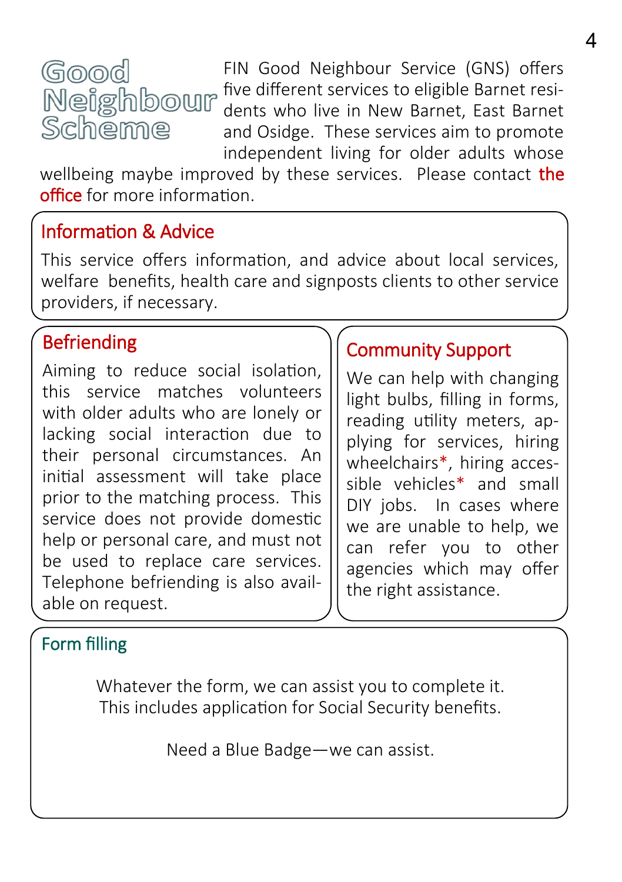# Good Neighbour Scheme

FIN Good Neighbour Service (GNS) offers five different services to eligible Barnet residents who live in New Barnet, East Barnet and Osidge. These services aim to promote independent living for older adults whose wellbeing maybe improved by these services. Please contact the office for more information.

## Information & Advice

This service offers information, and advice about local services, welfare benefits, health care and signposts clients to other service providers, if necessary.

## Befriending

Aiming to reduce social isolation, this service matches volunteers with older adults who are lonely or lacking social interaction due to their personal circumstances. An initial assessment will take place prior to the matching process. This service does not provide domestic help or personal care, and must not be used to replace care services. Telephone befriending is also available on request.

## Community Support

We can help with changing light bulbs, filling in forms, reading utility meters, applying for services, hiring wheelchairs*, hiring accessible vehicles* and small DIY jobs. In cases where we are unable to help, we can refer you to other agencies which may offer the right assistance.

## Form filling

Whatever the form, we can assist you to complete it.
This includes application for Social Security benefits.

Need a Blue Badge—we can assist.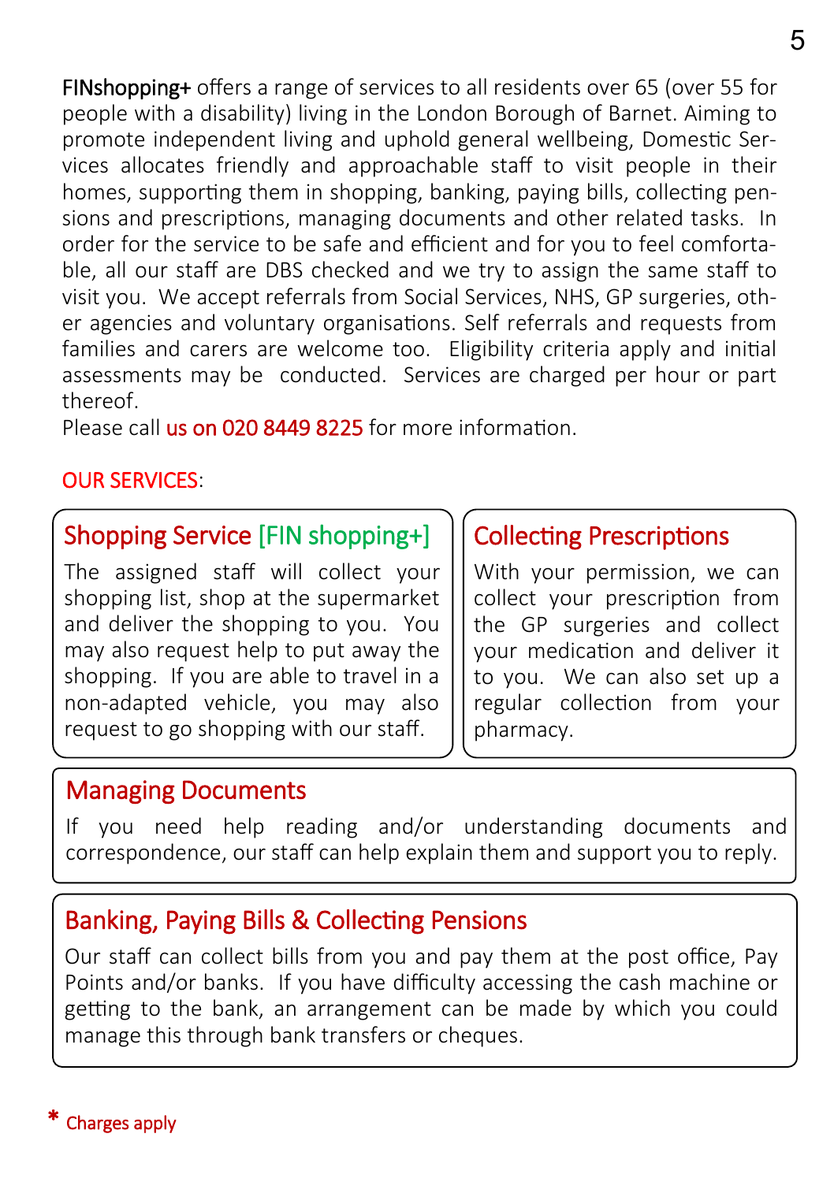**FINshopping+** offers a range of services to all residents over 65 (over 55 for people with a disability) living in the London Borough of Barnet. Aiming to promote independent living and uphold general wellbeing, Domestic Services allocates friendly and approachable staff to visit people in their homes, supporting them in shopping, banking, paying bills, collecting pensions and prescriptions, managing documents and other related tasks. In order for the service to be safe and efficient and for you to feel comfortable, all our staff are DBS checked and we try to assign the same staff to visit you. We accept referrals from Social Services, NHS, GP surgeries, other agencies and voluntary organisations. Self referrals and requests from families and carers are welcome too. Eligibility criteria apply and initial assessments may be conducted. Services are charged per hour or part thereof.

Please call us on 020 8449 8225 for more information.

## OUR SERVICES:

### Shopping Service [FIN shopping+]

The assigned staff will collect your shopping list, shop at the supermarket and deliver the shopping to you. You may also request help to put away the shopping. If you are able to travel in a non-adapted vehicle, you may also request to go shopping with our staff.

### Collecting Prescriptions

With your permission, we can collect your prescription from the GP surgeries and collect your medication and deliver it to you. We can also set up a regular collection from your pharmacy.

### Managing Documents

If you need help reading and/or understanding documents and correspondence, our staff can help explain them and support you to reply.

### Banking, Paying Bills & Collecting Pensions

Our staff can collect bills from you and pay them at the post office, Pay Points and/or banks. If you have difficulty accessing the cash machine or getting to the bank, an arrangement can be made by which you could manage this through bank transfers or cheques.

* Charges apply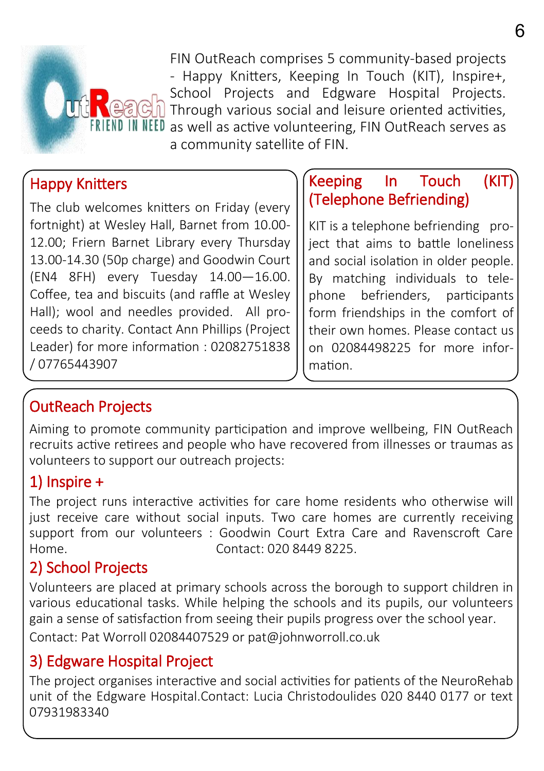FIN OutReach comprises 5 community-based projects - Happy Knitters, Keeping In Touch (KIT), Inspire+, School Projects and Edgware Hospital Projects. Through various social and leisure oriented activities, as well as active volunteering, FIN OutReach serves as a community satellite of FIN.

## Happy Knitters

The club welcomes knitters on Friday (every fortnight) at Wesley Hall, Barnet from 10.00-12.00; Friern Barnet Library every Thursday 13.00-14.30 (50p charge) and Goodwin Court (EN4 8FH) every Tuesday 14.00—16.00. Coffee, tea and biscuits (and raffle at Wesley Hall); wool and needles provided. All proceeds to charity. Contact Ann Phillips (Project Leader) for more information : 02082751838 / 07765443907

## Keeping In Touch (KIT) (Telephone Befriending)

KIT is a telephone befriending project that aims to battle loneliness and social isolation in older people. By matching individuals to telephone befrienders, participants form friendships in the comfort of their own homes. Please contact us on 02084498225 for more information.

## OutReach Projects

Aiming to promote community participation and improve wellbeing, FIN OutReach recruits active retirees and people who have recovered from illnesses or traumas as volunteers to support our outreach projects:

### 1) Inspire +

The project runs interactive activities for care home residents who otherwise will just receive care without social inputs. Two care homes are currently receiving support from our volunteers : Goodwin Court Extra Care and Ravenscroft Care Home. Contact: 020 8449 8225.

### 2) School Projects

Volunteers are placed at primary schools across the borough to support children in various educational tasks. While helping the schools and its pupils, our volunteers gain a sense of satisfaction from seeing their pupils progress over the school year.

Contact: Pat Worroll 02084407529 or pat@johnworroll.co.uk

### 3) Edgware Hospital Project

The project organises interactive and social activities for patients of the NeuroRehab unit of the Edgware Hospital.Contact: Lucia Christodoulides 020 8440 0177 or text 07931983340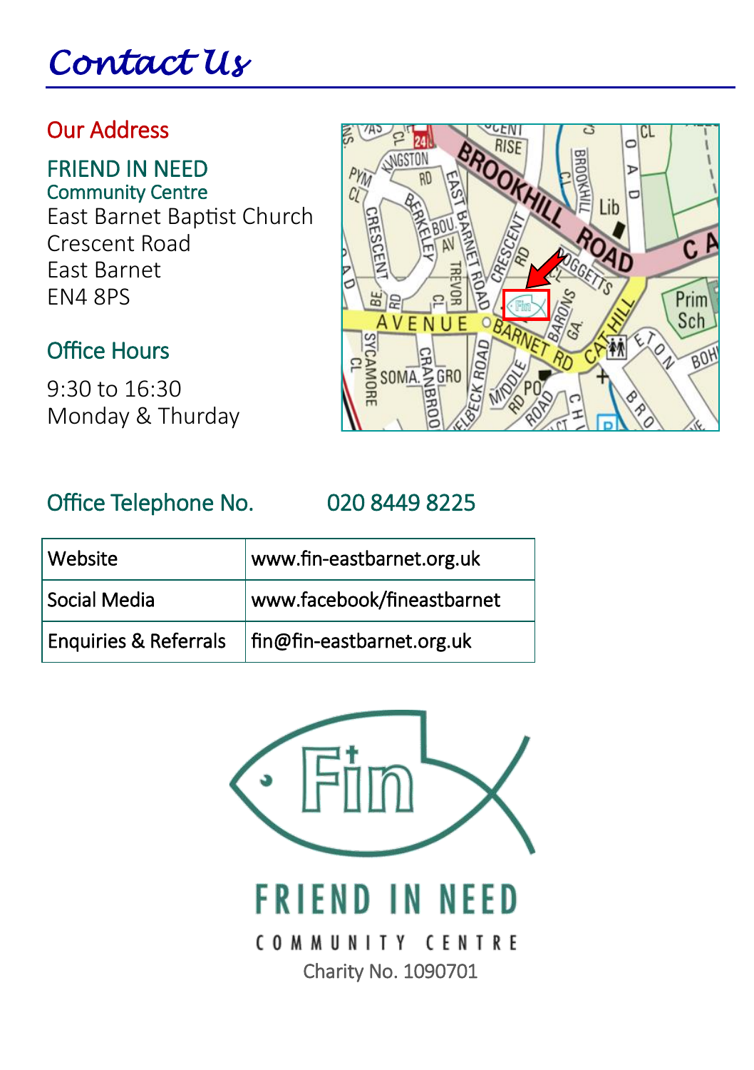# Contact Us

## Our Address

FRIEND IN NEED
Community Centre
East Barnet Baptist Church
Crescent Road
East Barnet
EN4 8PS

## Office Hours

9:30 to 16:30
Monday & Thurday

## Office Telephone No. 020 8449 8225

| | |
|---|---|
| Website | www.fin-eastbarnet.org.uk |
| Social Media | www.facebook/fineastbarnet |
| Enquiries & Referrals | fin@fin-eastbarnet.org.uk |

Fin

FRIEND IN NEED

COMMUNITY CENTRE

Charity No. 1090701